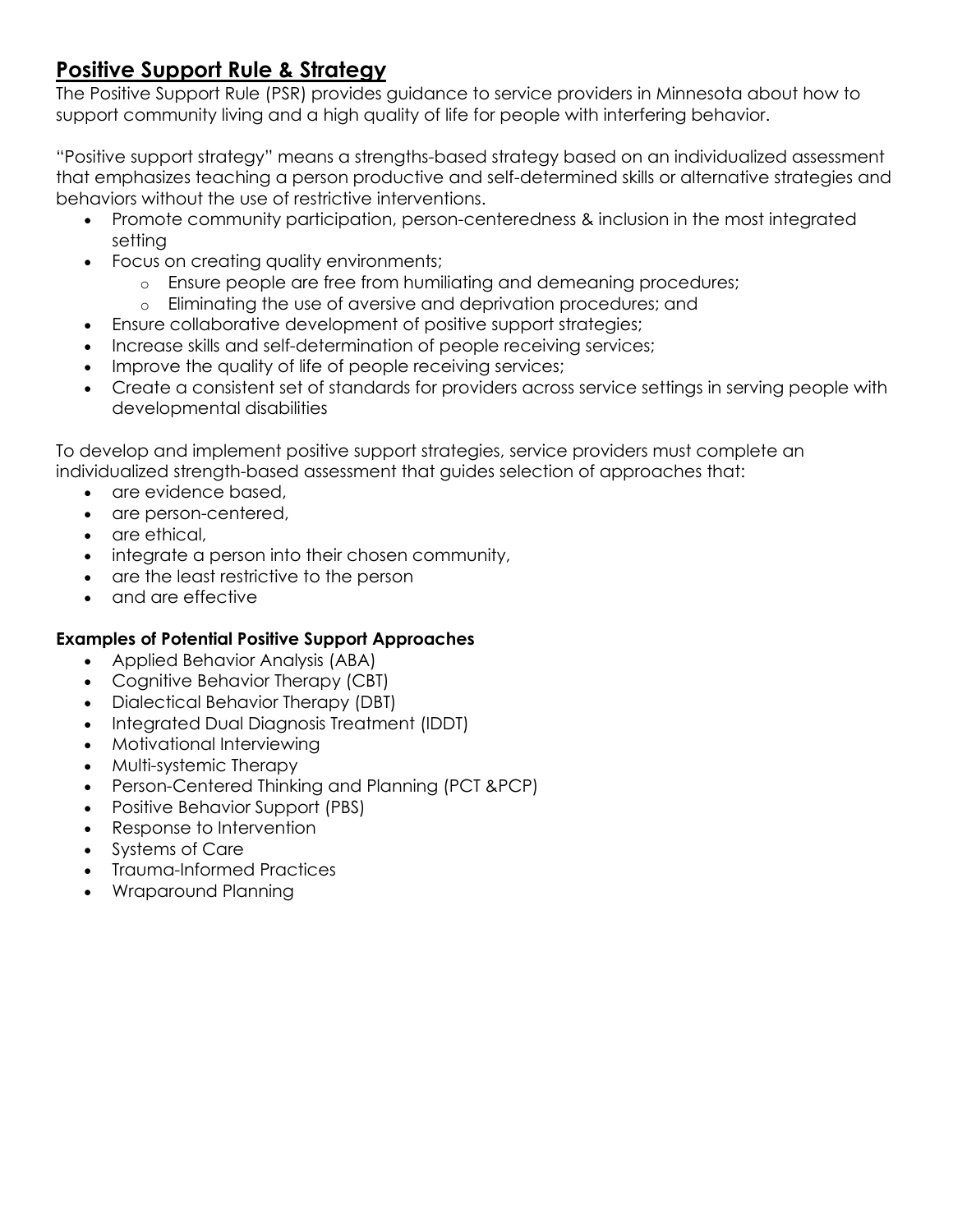# **Positive Support Rule & Strategy**

The Positive Support Rule (PSR) provides guidance to service providers in Minnesota about how to support community living and a high quality of life for people with interfering behavior.

"Positive support strategy" means a strengths-based strategy based on an individualized assessment that emphasizes teaching a person productive and self-determined skills or alternative strategies and behaviors without the use of restrictive interventions.

- Promote community participation, person-centeredness & inclusion in the most integrated setting
- Focus on creating quality environments;
    - Ensure people are free from humiliating and demeaning procedures;
    - Eliminating the use of aversive and deprivation procedures; and
- Ensure collaborative development of positive support strategies;
- Increase skills and self-determination of people receiving services;
- Improve the quality of life of people receiving services;
- Create a consistent set of standards for providers across service settings in serving people with developmental disabilities

To develop and implement positive support strategies, service providers must complete an individualized strength-based assessment that guides selection of approaches that:

- are evidence based,
- are person-centered,
- are ethical,
- integrate a person into their chosen community,
- are the least restrictive to the person
- and are effective

**Examples of Potential Positive Support Approaches**

- Applied Behavior Analysis (ABA)
- Cognitive Behavior Therapy (CBT)
- Dialectical Behavior Therapy (DBT)
- Integrated Dual Diagnosis Treatment (IDDT)
- Motivational Interviewing
- Multi-systemic Therapy
- Person-Centered Thinking and Planning (PCT &PCP)
- Positive Behavior Support (PBS)
- Response to Intervention
- Systems of Care
- Trauma-Informed Practices
- Wraparound Planning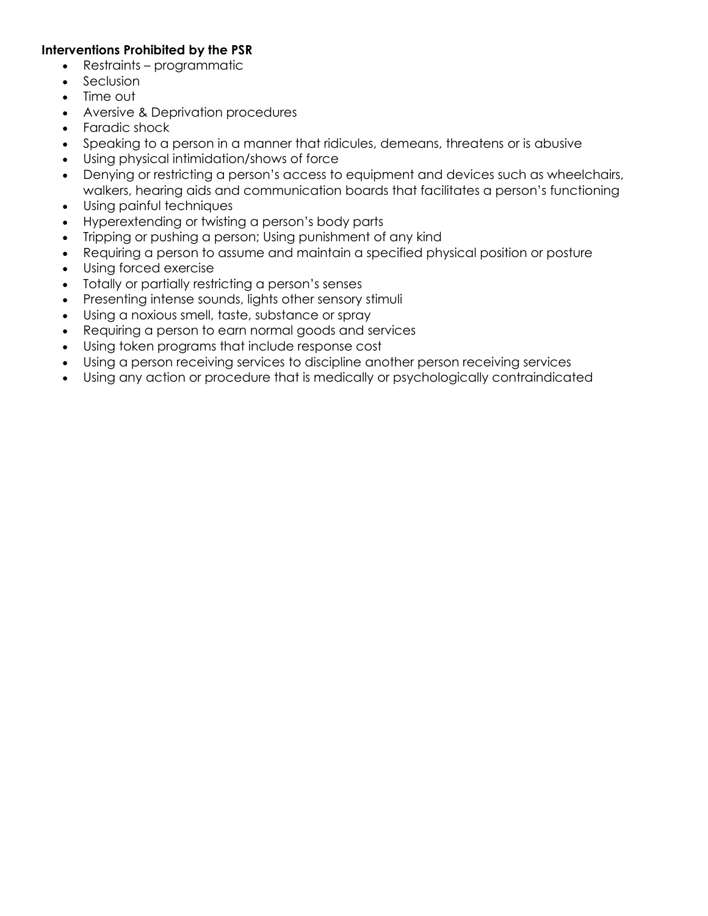**Interventions Prohibited by the PSR**

- Restraints – programmatic
- Seclusion
- Time out
- Aversive & Deprivation procedures
- Faradic shock
- Speaking to a person in a manner that ridicules, demeans, threatens or is abusive
- Using physical intimidation/shows of force
- Denying or restricting a person's access to equipment and devices such as wheelchairs, walkers, hearing aids and communication boards that facilitates a person's functioning
- Using painful techniques
- Hyperextending or twisting a person's body parts
- Tripping or pushing a person; Using punishment of any kind
- Requiring a person to assume and maintain a specified physical position or posture
- Using forced exercise
- Totally or partially restricting a person's senses
- Presenting intense sounds, lights other sensory stimuli
- Using a noxious smell, taste, substance or spray
- Requiring a person to earn normal goods and services
- Using token programs that include response cost
- Using a person receiving services to discipline another person receiving services
- Using any action or procedure that is medically or psychologically contraindicated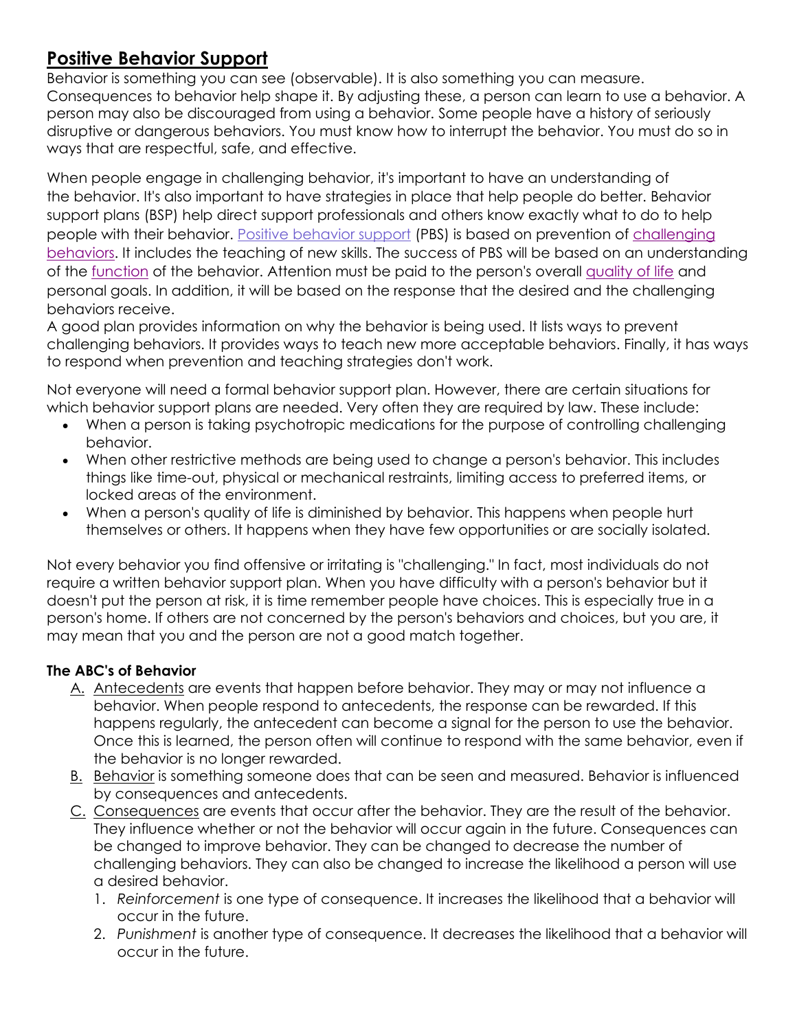## Positive Behavior Support

Behavior is something you can see (observable). It is also something you can measure. Consequences to behavior help shape it. By adjusting these, a person can learn to use a behavior. A person may also be discouraged from using a behavior. Some people have a history of seriously disruptive or dangerous behaviors. You must know how to interrupt the behavior. You must do so in ways that are respectful, safe, and effective.

When people engage in challenging behavior, it's important to have an understanding of the behavior. It's also important to have strategies in place that help people do better. Behavior support plans (BSP) help direct support professionals and others know exactly what to do to help people with their behavior. Positive behavior support (PBS) is based on prevention of challenging behaviors. It includes the teaching of new skills. The success of PBS will be based on an understanding of the function of the behavior. Attention must be paid to the person's overall quality of life and personal goals. In addition, it will be based on the response that the desired and the challenging behaviors receive.

A good plan provides information on why the behavior is being used. It lists ways to prevent challenging behaviors. It provides ways to teach new more acceptable behaviors. Finally, it has ways to respond when prevention and teaching strategies don't work.

Not everyone will need a formal behavior support plan. However, there are certain situations for which behavior support plans are needed. Very often they are required by law. These include:

- When a person is taking psychotropic medications for the purpose of controlling challenging behavior.
- When other restrictive methods are being used to change a person's behavior. This includes things like time-out, physical or mechanical restraints, limiting access to preferred items, or locked areas of the environment.
- When a person's quality of life is diminished by behavior. This happens when people hurt themselves or others. It happens when they have few opportunities or are socially isolated.

Not every behavior you find offensive or irritating is "challenging." In fact, most individuals do not require a written behavior support plan. When you have difficulty with a person's behavior but it doesn't put the person at risk, it is time remember people have choices. This is especially true in a person's home. If others are not concerned by the person's behaviors and choices, but you are, it may mean that you and the person are not a good match together.

### The ABC's of Behavior

A. Antecedents are events that happen before behavior. They may or may not influence a behavior. When people respond to antecedents, the response can be rewarded. If this happens regularly, the antecedent can become a signal for the person to use the behavior. Once this is learned, the person often will continue to respond with the same behavior, even if the behavior is no longer rewarded.

B. Behavior is something someone does that can be seen and measured. Behavior is influenced by consequences and antecedents.

C. Consequences are events that occur after the behavior. They are the result of the behavior. They influence whether or not the behavior will occur again in the future. Consequences can be changed to improve behavior. They can be changed to decrease the number of challenging behaviors. They can also be changed to increase the likelihood a person will use a desired behavior.

   1. *Reinforcement* is one type of consequence. It increases the likelihood that a behavior will occur in the future.
   2. *Punishment* is another type of consequence. It decreases the likelihood that a behavior will occur in the future.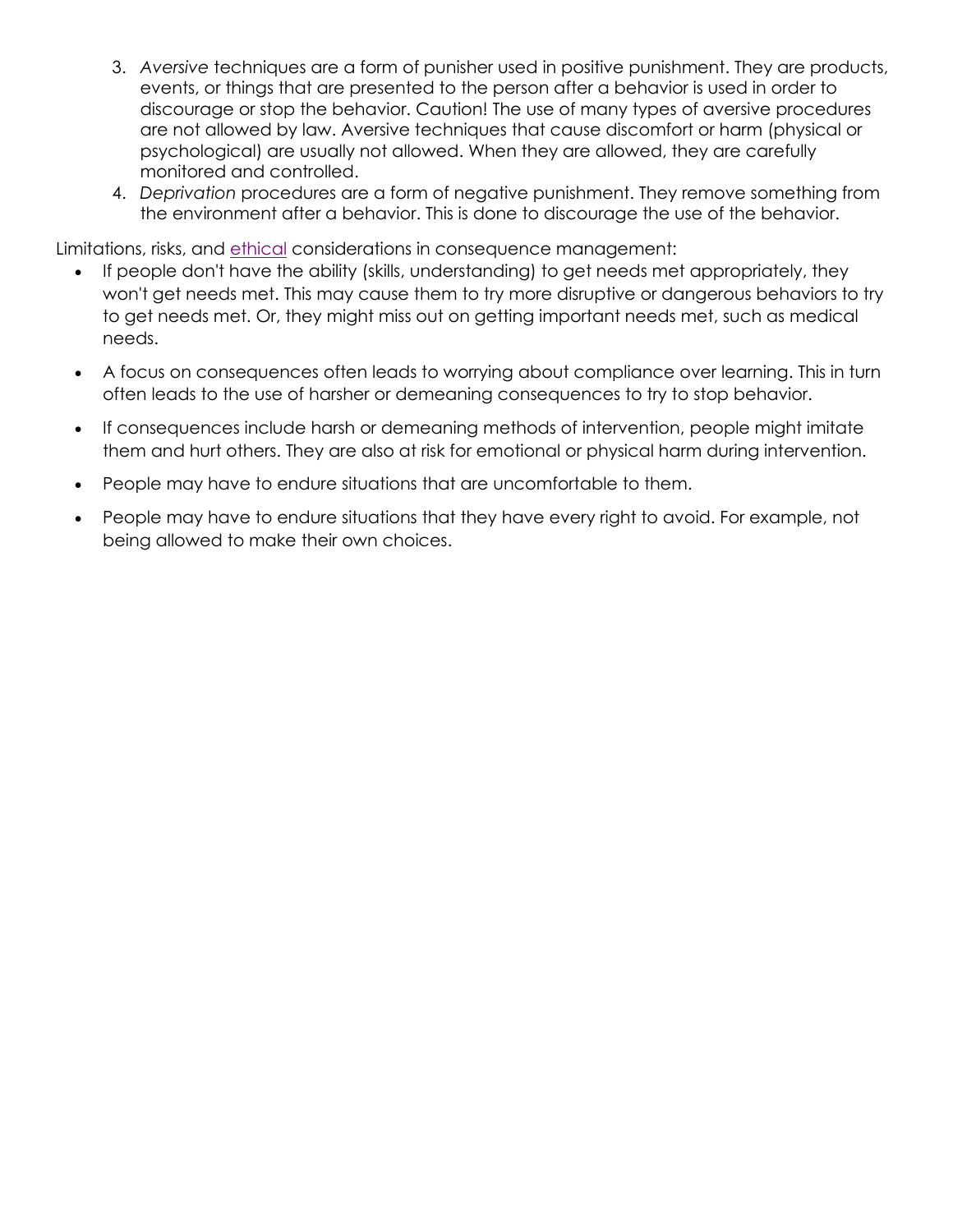3. *Aversive* techniques are a form of punisher used in positive punishment. They are products, events, or things that are presented to the person after a behavior is used in order to discourage or stop the behavior. Caution! The use of many types of aversive procedures are not allowed by law. Aversive techniques that cause discomfort or harm (physical or psychological) are usually not allowed. When they are allowed, they are carefully monitored and controlled.
4. *Deprivation* procedures are a form of negative punishment. They remove something from the environment after a behavior. This is done to discourage the use of the behavior.

Limitations, risks, and ethical considerations in consequence management:

- If people don't have the ability (skills, understanding) to get needs met appropriately, they won't get needs met. This may cause them to try more disruptive or dangerous behaviors to try to get needs met. Or, they might miss out on getting important needs met, such as medical needs.
- A focus on consequences often leads to worrying about compliance over learning. This in turn often leads to the use of harsher or demeaning consequences to try to stop behavior.
- If consequences include harsh or demeaning methods of intervention, people might imitate them and hurt others. They are also at risk for emotional or physical harm during intervention.
- People may have to endure situations that are uncomfortable to them.
- People may have to endure situations that they have every right to avoid. For example, not being allowed to make their own choices.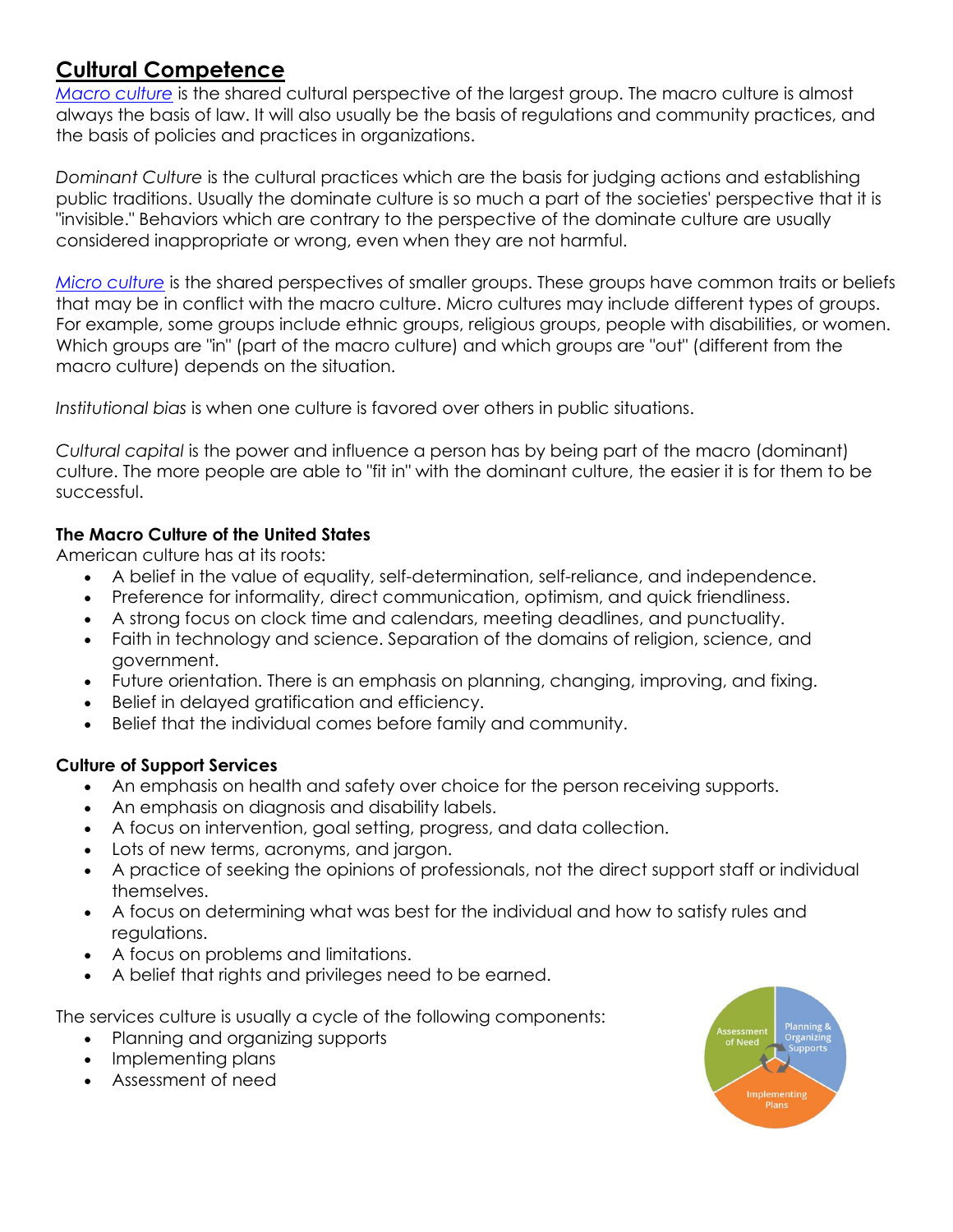# Cultural Competence

*Macro culture* is the shared cultural perspective of the largest group. The macro culture is almost always the basis of law. It will also usually be the basis of regulations and community practices, and the basis of policies and practices in organizations.

*Dominant Culture* is the cultural practices which are the basis for judging actions and establishing public traditions. Usually the dominate culture is so much a part of the societies' perspective that it is "invisible." Behaviors which are contrary to the perspective of the dominate culture are usually considered inappropriate or wrong, even when they are not harmful.

*Micro culture* is the shared perspectives of smaller groups. These groups have common traits or beliefs that may be in conflict with the macro culture. Micro cultures may include different types of groups. For example, some groups include ethnic groups, religious groups, people with disabilities, or women. Which groups are "in" (part of the macro culture) and which groups are "out" (different from the macro culture) depends on the situation.

*Institutional bias* is when one culture is favored over others in public situations.

*Cultural capital* is the power and influence a person has by being part of the macro (dominant) culture. The more people are able to "fit in" with the dominant culture, the easier it is for them to be successful.

### The Macro Culture of the United States

American culture has at its roots:

- A belief in the value of equality, self-determination, self-reliance, and independence.
- Preference for informality, direct communication, optimism, and quick friendliness.
- A strong focus on clock time and calendars, meeting deadlines, and punctuality.
- Faith in technology and science. Separation of the domains of religion, science, and government.
- Future orientation. There is an emphasis on planning, changing, improving, and fixing.
- Belief in delayed gratification and efficiency.
- Belief that the individual comes before family and community.

### Culture of Support Services

- An emphasis on health and safety over choice for the person receiving supports.
- An emphasis on diagnosis and disability labels.
- A focus on intervention, goal setting, progress, and data collection.
- Lots of new terms, acronyms, and jargon.
- A practice of seeking the opinions of professionals, not the direct support staff or individual themselves.
- A focus on determining what was best for the individual and how to satisfy rules and regulations.
- A focus on problems and limitations.
- A belief that rights and privileges need to be earned.

The services culture is usually a cycle of the following components:

- Planning and organizing supports
- Implementing plans
- Assessment of need

Assessment of Need | Planning & Organizing Supports | Implementing Plans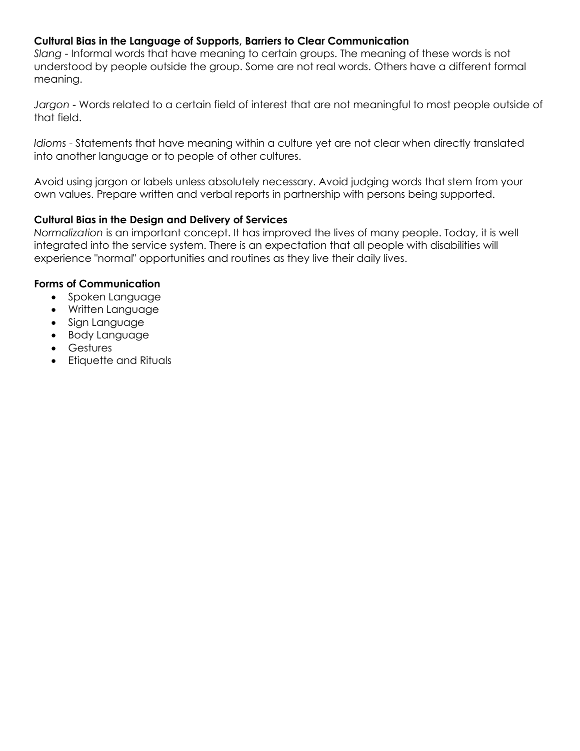**Cultural Bias in the Language of Supports, Barriers to Clear Communication**

*Slang* - Informal words that have meaning to certain groups. The meaning of these words is not understood by people outside the group. Some are not real words. Others have a different formal meaning.

*Jargon* - Words related to a certain field of interest that are not meaningful to most people outside of that field.

*Idioms* - Statements that have meaning within a culture yet are not clear when directly translated into another language or to people of other cultures.

Avoid using jargon or labels unless absolutely necessary. Avoid judging words that stem from your own values. Prepare written and verbal reports in partnership with persons being supported.

**Cultural Bias in the Design and Delivery of Services**

*Normalization* is an important concept. It has improved the lives of many people. Today, it is well integrated into the service system. There is an expectation that all people with disabilities will experience "normal" opportunities and routines as they live their daily lives.

**Forms of Communication**

- Spoken Language
- Written Language
- Sign Language
- Body Language
- Gestures
- Etiquette and Rituals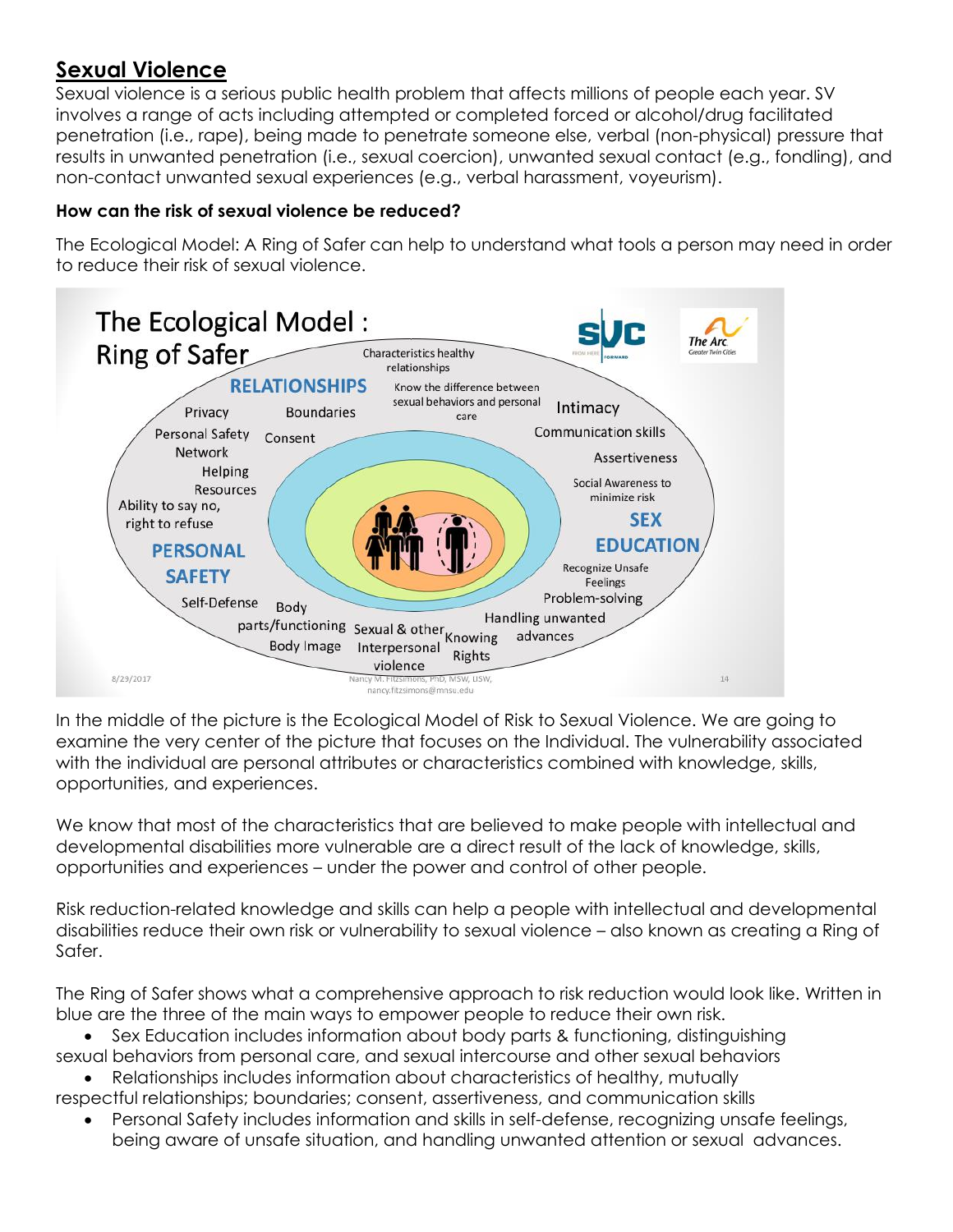## Sexual Violence

Sexual violence is a serious public health problem that affects millions of people each year. SV involves a range of acts including attempted or completed forced or alcohol/drug facilitated penetration (i.e., rape), being made to penetrate someone else, verbal (non-physical) pressure that results in unwanted penetration (i.e., sexual coercion), unwanted sexual contact (e.g., fondling), and non-contact unwanted sexual experiences (e.g., verbal harassment, voyeurism).

**How can the risk of sexual violence be reduced?**

The Ecological Model: A Ring of Safer can help to understand what tools a person may need in order to reduce their risk of sexual violence.

In the middle of the picture is the Ecological Model of Risk to Sexual Violence. We are going to examine the very center of the picture that focuses on the Individual. The vulnerability associated with the individual are personal attributes or characteristics combined with knowledge, skills, opportunities, and experiences.

We know that most of the characteristics that are believed to make people with intellectual and developmental disabilities more vulnerable are a direct result of the lack of knowledge, skills, opportunities and experiences – under the power and control of other people.

Risk reduction-related knowledge and skills can help a people with intellectual and developmental disabilities reduce their own risk or vulnerability to sexual violence – also known as creating a Ring of Safer.

The Ring of Safer shows what a comprehensive approach to risk reduction would look like. Written in blue are the three of the main ways to empower people to reduce their own risk.

- Sex Education includes information about body parts & functioning, distinguishing sexual behaviors from personal care, and sexual intercourse and other sexual behaviors
- Relationships includes information about characteristics of healthy, mutually respectful relationships; boundaries; consent, assertiveness, and communication skills
- Personal Safety includes information and skills in self-defense, recognizing unsafe feelings, being aware of unsafe situation, and handling unwanted attention or sexual advances.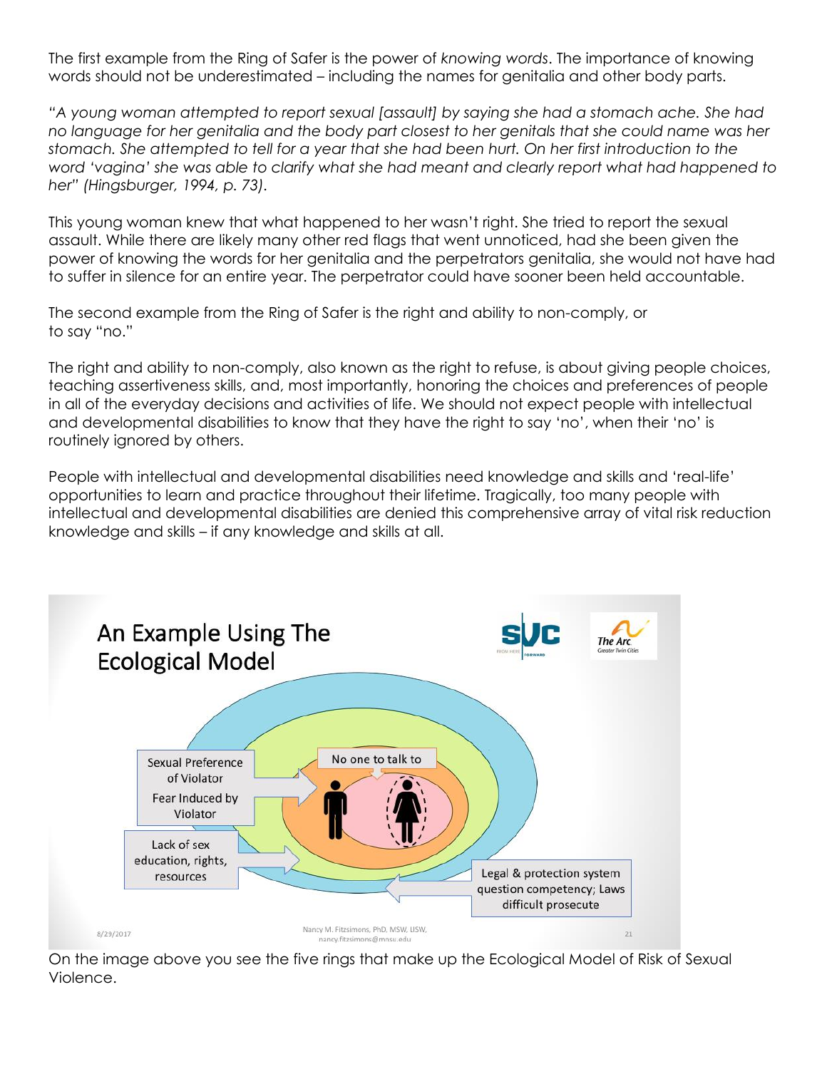The first example from the Ring of Safer is the power of *knowing words*. The importance of knowing words should not be underestimated – including the names for genitalia and other body parts.

*"A young woman attempted to report sexual [assault] by saying she had a stomach ache. She had no language for her genitalia and the body part closest to her genitals that she could name was her stomach. She attempted to tell for a year that she had been hurt. On her first introduction to the word 'vagina' she was able to clarify what she had meant and clearly report what had happened to her" (Hingsburger, 1994, p. 73).*

This young woman knew that what happened to her wasn't right. She tried to report the sexual assault. While there are likely many other red flags that went unnoticed, had she been given the power of knowing the words for her genitalia and the perpetrators genitalia, she would not have had to suffer in silence for an entire year. The perpetrator could have sooner been held accountable.

The second example from the Ring of Safer is the right and ability to non-comply, or to say "no."

The right and ability to non-comply, also known as the right to refuse, is about giving people choices, teaching assertiveness skills, and, most importantly, honoring the choices and preferences of people in all of the everyday decisions and activities of life. We should not expect people with intellectual and developmental disabilities to know that they have the right to say 'no', when their 'no' is routinely ignored by others.

People with intellectual and developmental disabilities need knowledge and skills and 'real-life' opportunities to learn and practice throughout their lifetime. Tragically, too many people with intellectual and developmental disabilities are denied this comprehensive array of vital risk reduction knowledge and skills – if any knowledge and skills at all.

An Example Using The Ecological Model

Sexual Preference of Violator

Fear Induced by Violator

No one to talk to

Lack of sex education, rights, resources

Legal & protection system question competency; Laws difficult prosecute

On the image above you see the five rings that make up the Ecological Model of Risk of Sexual Violence.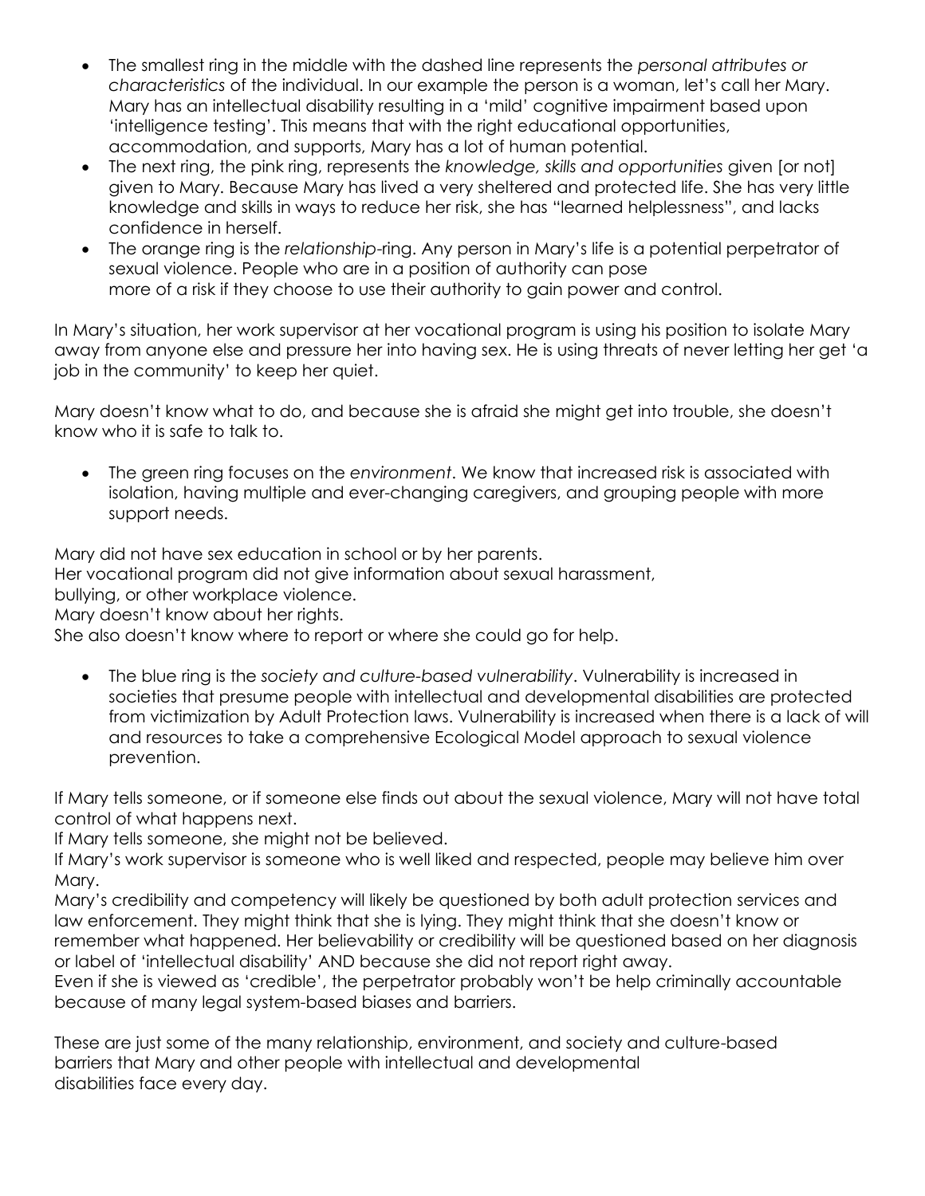- The smallest ring in the middle with the dashed line represents the *personal attributes or characteristics* of the individual. In our example the person is a woman, let's call her Mary. Mary has an intellectual disability resulting in a 'mild' cognitive impairment based upon 'intelligence testing'. This means that with the right educational opportunities, accommodation, and supports, Mary has a lot of human potential.
- The next ring, the pink ring, represents the *knowledge, skills and opportunities* given [or not] given to Mary. Because Mary has lived a very sheltered and protected life. She has very little knowledge and skills in ways to reduce her risk, she has "learned helplessness", and lacks confidence in herself.
- The orange ring is the *relationship*-ring. Any person in Mary's life is a potential perpetrator of sexual violence. People who are in a position of authority can pose more of a risk if they choose to use their authority to gain power and control.

In Mary's situation, her work supervisor at her vocational program is using his position to isolate Mary away from anyone else and pressure her into having sex. He is using threats of never letting her get 'a job in the community' to keep her quiet.

Mary doesn't know what to do, and because she is afraid she might get into trouble, she doesn't know who it is safe to talk to.

- The green ring focuses on the *environment*. We know that increased risk is associated with isolation, having multiple and ever-changing caregivers, and grouping people with more support needs.

Mary did not have sex education in school or by her parents.
Her vocational program did not give information about sexual harassment, bullying, or other workplace violence.
Mary doesn't know about her rights.
She also doesn't know where to report or where she could go for help.

- The blue ring is the *society and culture-based vulnerability*. Vulnerability is increased in societies that presume people with intellectual and developmental disabilities are protected from victimization by Adult Protection laws. Vulnerability is increased when there is a lack of will and resources to take a comprehensive Ecological Model approach to sexual violence prevention.

If Mary tells someone, or if someone else finds out about the sexual violence, Mary will not have total control of what happens next.
If Mary tells someone, she might not be believed.
If Mary's work supervisor is someone who is well liked and respected, people may believe him over Mary.
Mary's credibility and competency will likely be questioned by both adult protection services and law enforcement. They might think that she is lying. They might think that she doesn't know or remember what happened. Her believability or credibility will be questioned based on her diagnosis or label of 'intellectual disability' AND because she did not report right away.
Even if she is viewed as 'credible', the perpetrator probably won't be help criminally accountable because of many legal system-based biases and barriers.

These are just some of the many relationship, environment, and society and culture-based barriers that Mary and other people with intellectual and developmental disabilities face every day.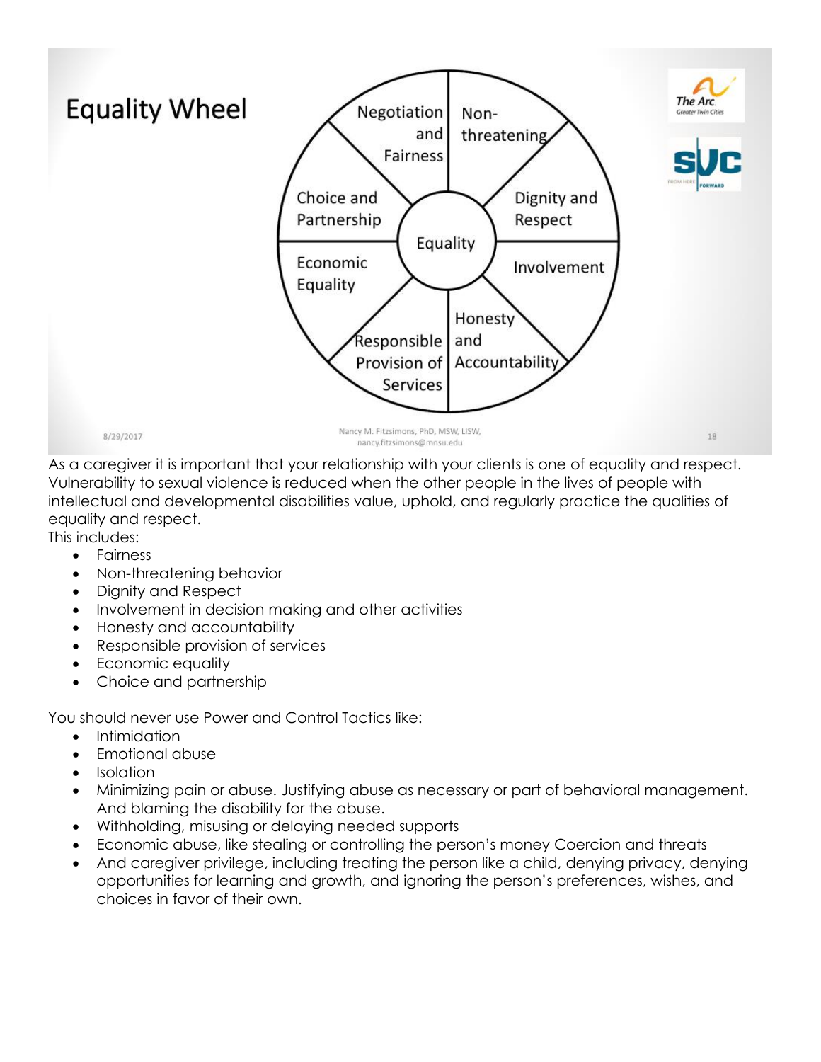## Equality Wheel

Equality

Negotiation and Fairness

Non-threatening

Dignity and Respect

Involvement

Honesty and Accountability

Responsible Provision of Services

Economic Equality

Choice and Partnership

The Arc. Greater Twin Cities

SVC FROM HERE FORWARD

8/29/2017

Nancy M. Fitzsimons, PhD, MSW, LISW, nancy.fitzsimons@mnsu.edu

18

As a caregiver it is important that your relationship with your clients is one of equality and respect. Vulnerability to sexual violence is reduced when the other people in the lives of people with intellectual and developmental disabilities value, uphold, and regularly practice the qualities of equality and respect.

This includes:

- Fairness
- Non-threatening behavior
- Dignity and Respect
- Involvement in decision making and other activities
- Honesty and accountability
- Responsible provision of services
- Economic equality
- Choice and partnership

You should never use Power and Control Tactics like:

- Intimidation
- Emotional abuse
- Isolation
- Minimizing pain or abuse. Justifying abuse as necessary or part of behavioral management. And blaming the disability for the abuse.
- Withholding, misusing or delaying needed supports
- Economic abuse, like stealing or controlling the person's money Coercion and threats
- And caregiver privilege, including treating the person like a child, denying privacy, denying opportunities for learning and growth, and ignoring the person's preferences, wishes, and choices in favor of their own.